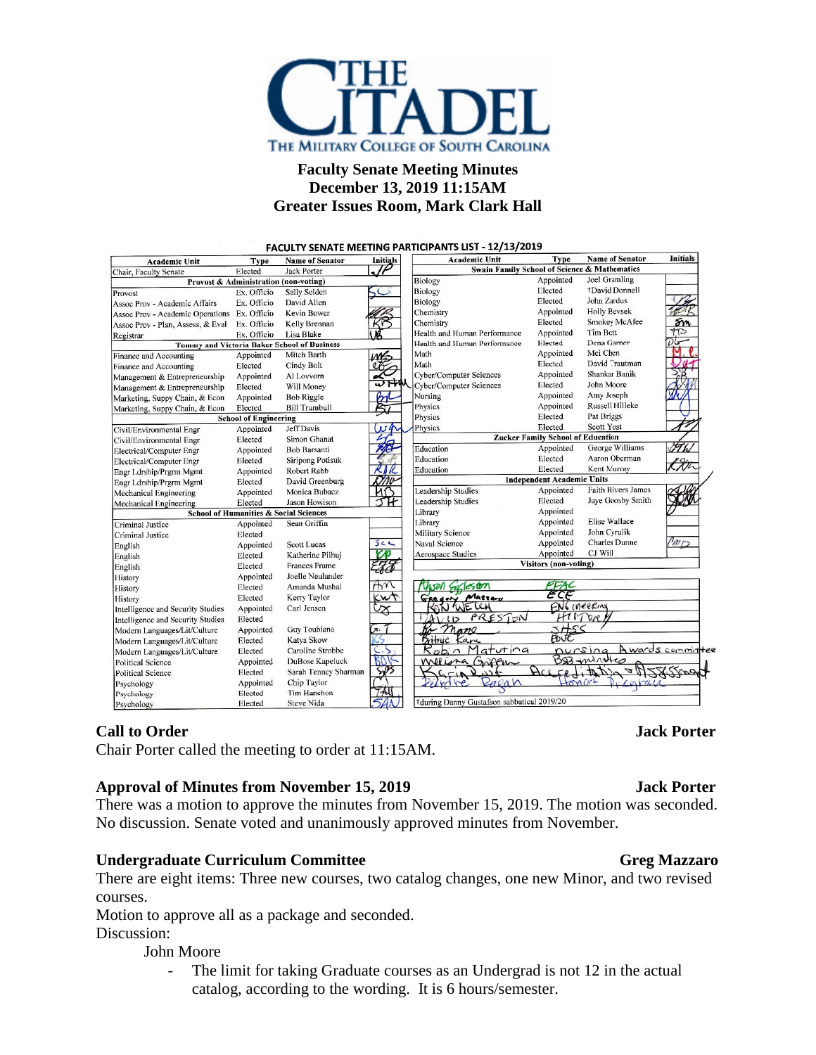# THE CITADEL
THE MILITARY COLLEGE OF SOUTH CAROLINA

**Faculty Senate Meeting Minutes**
**December 13, 2019 11:15AM**
**Greater Issues Room, Mark Clark Hall**

**FACULTY SENATE MEETING PARTICIPANTS LIST - 12/13/2019**

| Academic Unit | Type | Name of Senator | Initials |
|---|---|---|---|
| Chair, Faculty Senate | Elected | Jack Porter | JP |
| **Provost & Administration (non-voting)** | | | |
| Provost | Ex. Officio | Sally Selden | SCS |
| Assoc Prov - Academic Affairs | Ex. Officio | David Allen | |
| Assoc Prov - Academic Operations | Ex. Officio | Kevin Bower | KB |
| Assoc Prov - Plan, Assess, & Eval | Ex. Officio | Kelly Brennan | KB |
| Registrar | Ex. Officio | Lisa Blake | LB |
| **Tommy and Victoria Baker School of Business** | | | |
| Finance and Accounting | Appointed | Mitch Barth | MB |
| Finance and Accounting | Elected | Cindy Bolt | CB |
| Management & Entrepreneurship | Appointed | Al Lovvorn | AL |
| Management & Entrepreneurship | Elected | Will Money | WHM |
| Marketing, Suppy Chain, & Econ | Appointed | Bob Riggle | BR |
| Marketing, Suppy Chain, & Econ | Elected | Bill Trumbull | BT |
| **School of Engineering** | | | |
| Civil/Environmental Engr | Appointed | Jeff Davis | JD |
| Civil/Environmental Engr | Elected | Simon Ghanat | SG |
| Electrical/Computer Engr | Appointed | Bob Barsanti | RB |
| Electrical/Computer Engr | Elected | Siripong Potisuk | SP |
| Engr Ldrship/Prgrm Mgmt | Appointed | Robert Rabb | RJR |
| Engr Ldrship/Prgrm Mgmt | Elected | David Greenburg | DMG |
| Mechanical Engineering | Appointed | Monica Bubacz | MB |
| Mechanical Engineering | Elected | Jason Howison | JH |
| **School of Humanities & Social Sciences** | | | |
| Criminal Justice | Appointed | Sean Griffin | |
| Criminal Justice | Elected | | |
| English | Appointed | Scott Lucas | SCL |
| English | Elected | Katherine Pilhuj | KP |
| English | Elected | Frances Frame | FF |
| History | Appointed | Joelle Neulander | |
| History | Elected | Amanda Mushal | AM |
| History | Elected | Kerry Taylor | KWT |
| Intelligence and Security Studies | Appointed | Carl Jensen | CJ |
| Intelligence and Security Studies | Elected | | |
| Modern Languages/Lit/Culture | Appointed | Guy Toubiana | G.T |
| Modern Languages/Lit/Culture | Elected | Katya Skow | KS |
| Modern Languages/Lit/Culture | Elected | Caroline Strobbe | C.S |
| Political Science | Appointed | DuBose Kapeluck | BDK |
| Political Science | Elected | Sarah Tenney Sharman | STS |
| Psychology | Appointed | Chip Taylor | CT |
| Psychology | Elected | Tim Hanchon | TAH |
| Psychology | Elected | Steve Nida | SAN |

| Academic Unit | Type | Name of Senator | Initials |
|---|---|---|---|
| **Swain Family School of Science & Mathematics** | | | |
| Biology | Appointed | Joel Gramling | |
| Biology | Elected | †David Donnell | |
| Biology | Elected | John Zardus | JZ |
| Chemistry | Appointed | Holly Bevsek | HR |
| Chemistry | Elected | Smokey McAfee | SM |
| Health and Human Performance | Appointed | Tim Bott | TB |
| Health and Human Performance | Elected | Dena Garner | DG |
| Math | Appointed | Mei Chen | M.C |
| Math | Elected | David Trautman | DWT |
| Cyber/Computer Sciences | Appointed | Shankar Banik | SB |
| Cyber/Computer Sciences | Elected | John Moore | JM |
| Nursing | Appointed | Amy Joseph | AJ |
| Physics | Appointed | Russell Hilleke | |
| Physics | Elected | Pat Briggs | |
| Physics | Elected | Scott Yost | SY |
| **Zucker Family School of Education** | | | |
| Education | Appointed | George Williams | GW |
| Education | Elected | Aaron Oberman | |
| Education | Elected | Kent Murray | KM |
| **Independent Academic Units** | | | |
| Leadership Studies | Appointed | Faith Rivers James | FRJ |
| Leadership Studies | Elected | Jaye Goosby Smith | JGS |
| Library | Appointed | | |
| Library | Appointed | Elise Wallace | |
| Military Science | Appointed | John Cyrulik | |
| Naval Science | Appointed | Charles Dunne | CMD |
| Aerospace Studies | Appointed | CJ Will | |
| **Visitors (non-voting)** | | | |
| Alison Eggleston | FEAC | | |
| Gregory Mazzaro | ECE | | |
| Ron Welch | Engineering | | |
| David Preston | History | | |
| Bo Moore | SHSS | | |
| Britnie Kane | EDUC | | |
| Robin Matutina | Nursing | Awards committee | |
| Melissa Graffam | BSB - minutes | | |
| Kristin Rust | Accreditation & Assessment | | |
| Deirdre Ragan | Honors Program | | |

†during Danny Gustafson sabbatical 2019/20

## Call to Order — Jack Porter

Chair Porter called the meeting to order at 11:15AM.

## Approval of Minutes from November 15, 2019 — Jack Porter

There was a motion to approve the minutes from November 15, 2019. The motion was seconded. No discussion. Senate voted and unanimously approved minutes from November.

## Undergraduate Curriculum Committee — Greg Mazzaro

There are eight items: Three new courses, two catalog changes, one new Minor, and two revised courses.

Motion to approve all as a package and seconded.

Discussion:

John Moore

- The limit for taking Graduate courses as an Undergrad is not 12 in the actual catalog, according to the wording. It is 6 hours/semester.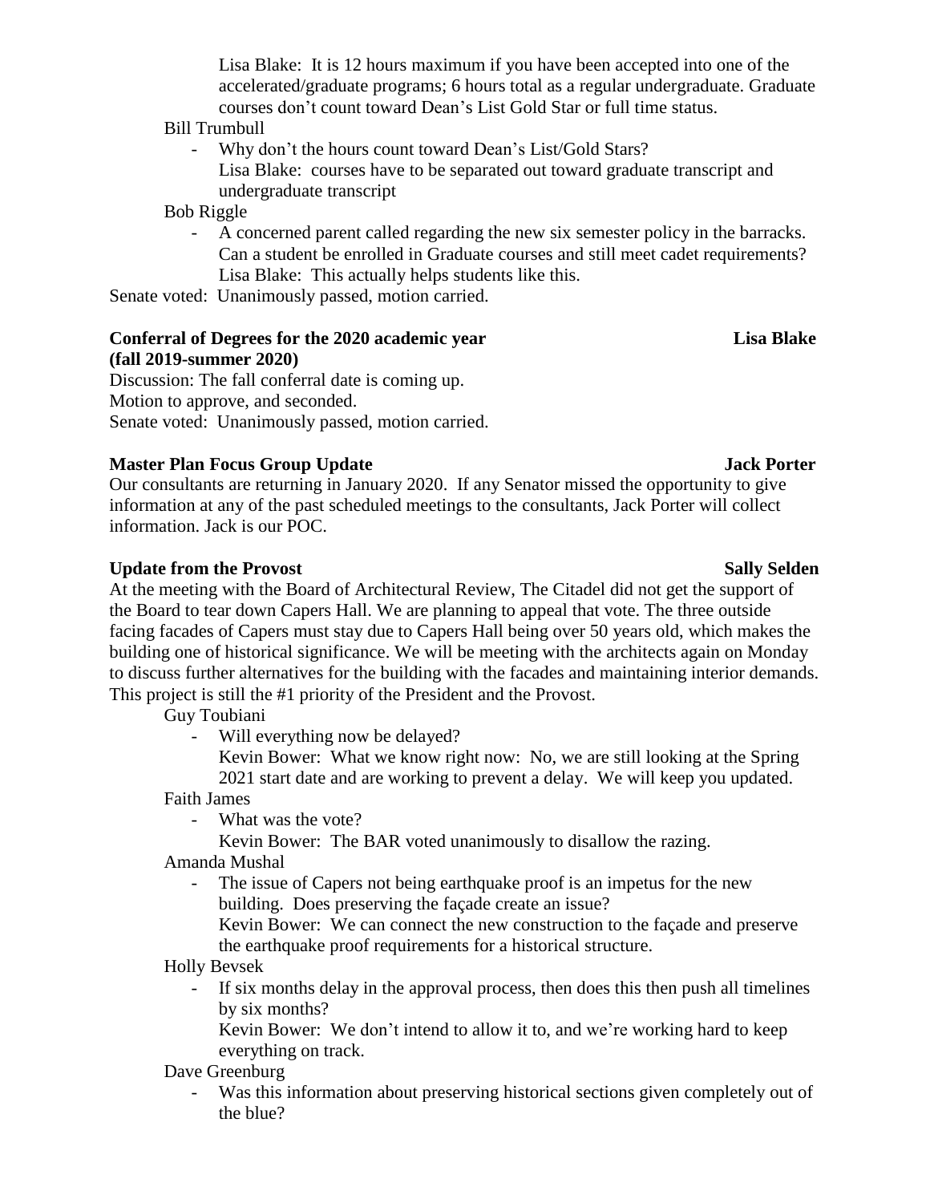Lisa Blake: It is 12 hours maximum if you have been accepted into one of the accelerated/graduate programs; 6 hours total as a regular undergraduate. Graduate courses don't count toward Dean's List Gold Star or full time status.

Bill Trumbull

- Why don't the hours count toward Dean's List/Gold Stars?
  Lisa Blake: courses have to be separated out toward graduate transcript and undergraduate transcript

Bob Riggle

- A concerned parent called regarding the new six semester policy in the barracks. Can a student be enrolled in Graduate courses and still meet cadet requirements?
  Lisa Blake: This actually helps students like this.

Senate voted: Unanimously passed, motion carried.

**Conferral of Degrees for the 2020 academic year (fall 2019-summer 2020)** **Lisa Blake**

Discussion: The fall conferral date is coming up.
Motion to approve, and seconded.
Senate voted: Unanimously passed, motion carried.

**Master Plan Focus Group Update** **Jack Porter**

Our consultants are returning in January 2020. If any Senator missed the opportunity to give information at any of the past scheduled meetings to the consultants, Jack Porter will collect information. Jack is our POC.

**Update from the Provost** **Sally Selden**

At the meeting with the Board of Architectural Review, The Citadel did not get the support of the Board to tear down Capers Hall. We are planning to appeal that vote. The three outside facing facades of Capers must stay due to Capers Hall being over 50 years old, which makes the building one of historical significance. We will be meeting with the architects again on Monday to discuss further alternatives for the building with the facades and maintaining interior demands. This project is still the #1 priority of the President and the Provost.

Guy Toubiani

- Will everything now be delayed?
  Kevin Bower: What we know right now: No, we are still looking at the Spring 2021 start date and are working to prevent a delay. We will keep you updated.

Faith James

- What was the vote?
  Kevin Bower: The BAR voted unanimously to disallow the razing.

Amanda Mushal

- The issue of Capers not being earthquake proof is an impetus for the new building. Does preserving the façade create an issue?
  Kevin Bower: We can connect the new construction to the façade and preserve the earthquake proof requirements for a historical structure.

Holly Bevsek

- If six months delay in the approval process, then does this then push all timelines by six months?
  Kevin Bower: We don't intend to allow it to, and we're working hard to keep everything on track.

Dave Greenburg

- Was this information about preserving historical sections given completely out of the blue?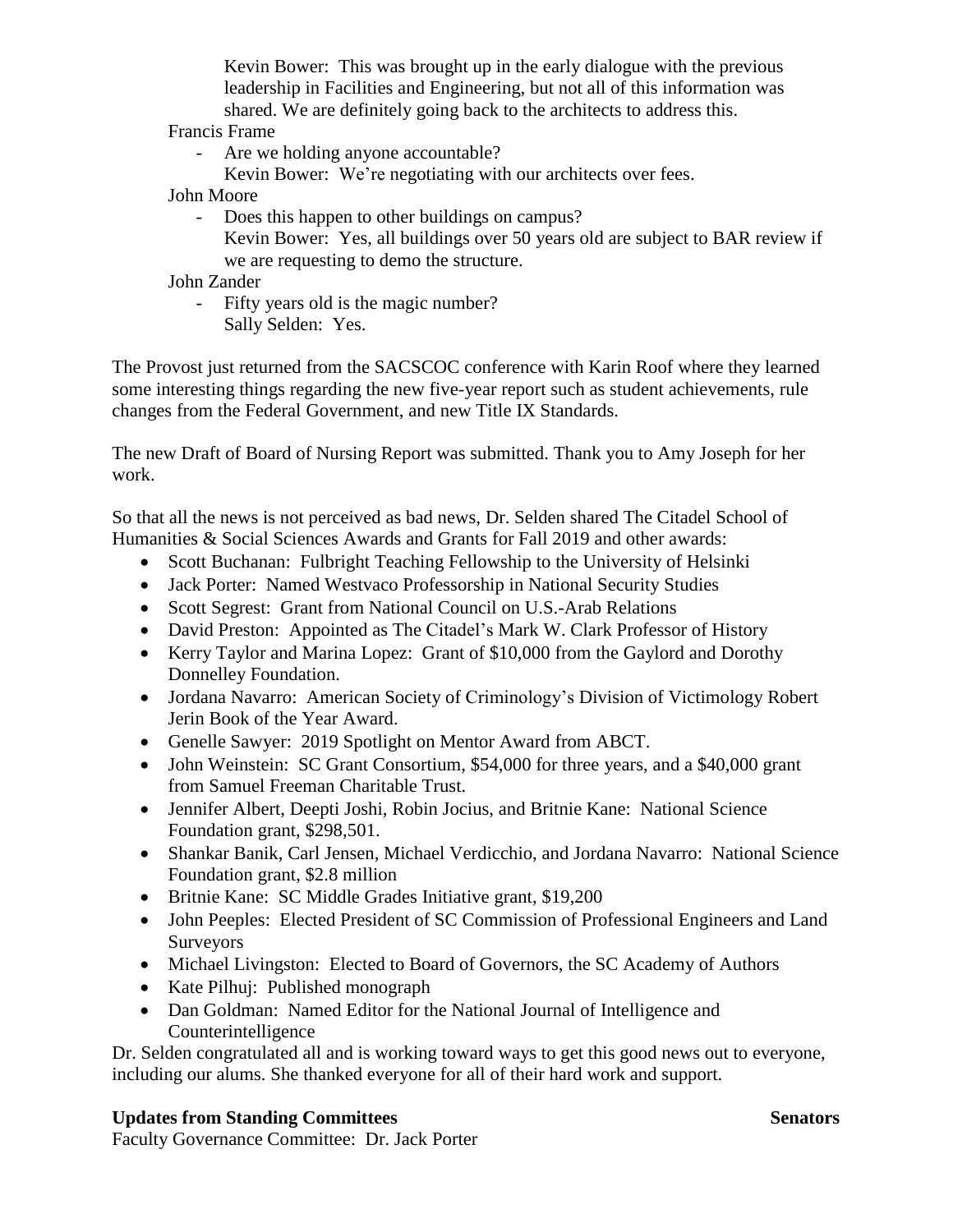Kevin Bower: This was brought up in the early dialogue with the previous leadership in Facilities and Engineering, but not all of this information was shared. We are definitely going back to the architects to address this.

Francis Frame

- Are we holding anyone accountable?

  Kevin Bower: We're negotiating with our architects over fees.

John Moore

- Does this happen to other buildings on campus?

  Kevin Bower: Yes, all buildings over 50 years old are subject to BAR review if we are requesting to demo the structure.

John Zander

- Fifty years old is the magic number?

  Sally Selden: Yes.

The Provost just returned from the SACSCOC conference with Karin Roof where they learned some interesting things regarding the new five-year report such as student achievements, rule changes from the Federal Government, and new Title IX Standards.

The new Draft of Board of Nursing Report was submitted. Thank you to Amy Joseph for her work.

So that all the news is not perceived as bad news, Dr. Selden shared The Citadel School of Humanities & Social Sciences Awards and Grants for Fall 2019 and other awards:

- Scott Buchanan: Fulbright Teaching Fellowship to the University of Helsinki
- Jack Porter: Named Westvaco Professorship in National Security Studies
- Scott Segrest: Grant from National Council on U.S.-Arab Relations
- David Preston: Appointed as The Citadel's Mark W. Clark Professor of History
- Kerry Taylor and Marina Lopez: Grant of $10,000 from the Gaylord and Dorothy Donnelley Foundation.
- Jordana Navarro: American Society of Criminology's Division of Victimology Robert Jerin Book of the Year Award.
- Genelle Sawyer: 2019 Spotlight on Mentor Award from ABCT.
- John Weinstein: SC Grant Consortium, $54,000 for three years, and a $40,000 grant from Samuel Freeman Charitable Trust.
- Jennifer Albert, Deepti Joshi, Robin Jocius, and Britnie Kane: National Science Foundation grant, $298,501.
- Shankar Banik, Carl Jensen, Michael Verdicchio, and Jordana Navarro: National Science Foundation grant, $2.8 million
- Britnie Kane: SC Middle Grades Initiative grant, $19,200
- John Peeples: Elected President of SC Commission of Professional Engineers and Land Surveyors
- Michael Livingston: Elected to Board of Governors, the SC Academy of Authors
- Kate Pilhuj: Published monograph
- Dan Goldman: Named Editor for the National Journal of Intelligence and Counterintelligence

Dr. Selden congratulated all and is working toward ways to get this good news out to everyone, including our alums. She thanked everyone for all of their hard work and support.

**Updates from Standing Committees** **Senators**

Faculty Governance Committee: Dr. Jack Porter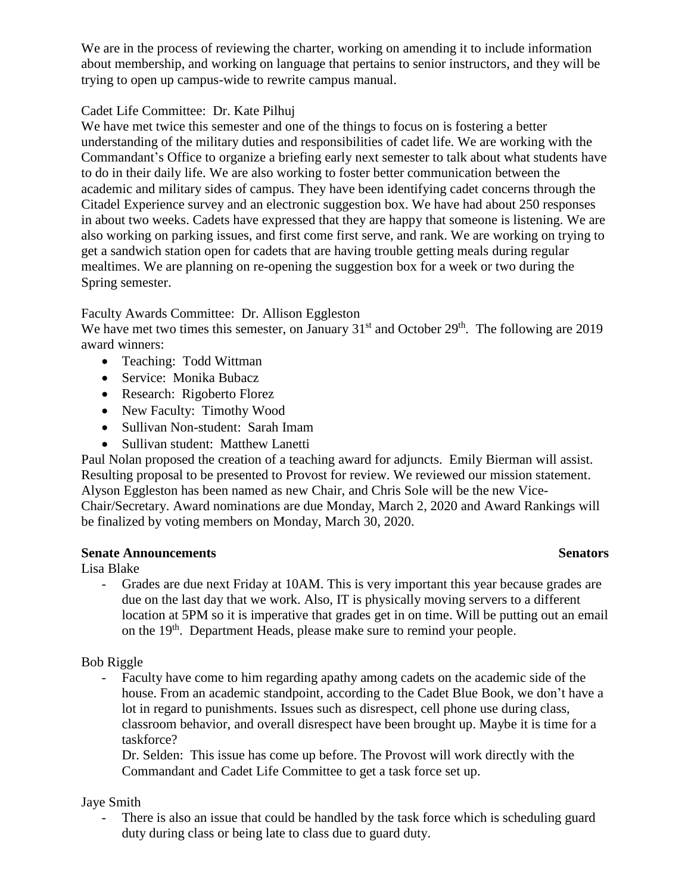We are in the process of reviewing the charter, working on amending it to include information about membership, and working on language that pertains to senior instructors, and they will be trying to open up campus-wide to rewrite campus manual.

Cadet Life Committee: Dr. Kate Pilhuj

We have met twice this semester and one of the things to focus on is fostering a better understanding of the military duties and responsibilities of cadet life. We are working with the Commandant's Office to organize a briefing early next semester to talk about what students have to do in their daily life. We are also working to foster better communication between the academic and military sides of campus. They have been identifying cadet concerns through the Citadel Experience survey and an electronic suggestion box. We have had about 250 responses in about two weeks. Cadets have expressed that they are happy that someone is listening. We are also working on parking issues, and first come first serve, and rank. We are working on trying to get a sandwich station open for cadets that are having trouble getting meals during regular mealtimes. We are planning on re-opening the suggestion box for a week or two during the Spring semester.

Faculty Awards Committee: Dr. Allison Eggleston

We have met two times this semester, on January 31st and October 29th. The following are 2019 award winners:

- Teaching: Todd Wittman
- Service: Monika Bubacz
- Research: Rigoberto Florez
- New Faculty: Timothy Wood
- Sullivan Non-student: Sarah Imam
- Sullivan student: Matthew Lanetti

Paul Nolan proposed the creation of a teaching award for adjuncts. Emily Bierman will assist. Resulting proposal to be presented to Provost for review. We reviewed our mission statement. Alyson Eggleston has been named as new Chair, and Chris Sole will be the new Vice-Chair/Secretary. Award nominations are due Monday, March 2, 2020 and Award Rankings will be finalized by voting members on Monday, March 30, 2020.

**Senate Announcements** **Senators**

Lisa Blake

- Grades are due next Friday at 10AM. This is very important this year because grades are due on the last day that we work. Also, IT is physically moving servers to a different location at 5PM so it is imperative that grades get in on time. Will be putting out an email on the 19th. Department Heads, please make sure to remind your people.

Bob Riggle

- Faculty have come to him regarding apathy among cadets on the academic side of the house. From an academic standpoint, according to the Cadet Blue Book, we don't have a lot in regard to punishments. Issues such as disrespect, cell phone use during class, classroom behavior, and overall disrespect have been brought up. Maybe it is time for a taskforce?

  Dr. Selden: This issue has come up before. The Provost will work directly with the Commandant and Cadet Life Committee to get a task force set up.

Jaye Smith

- There is also an issue that could be handled by the task force which is scheduling guard duty during class or being late to class due to guard duty.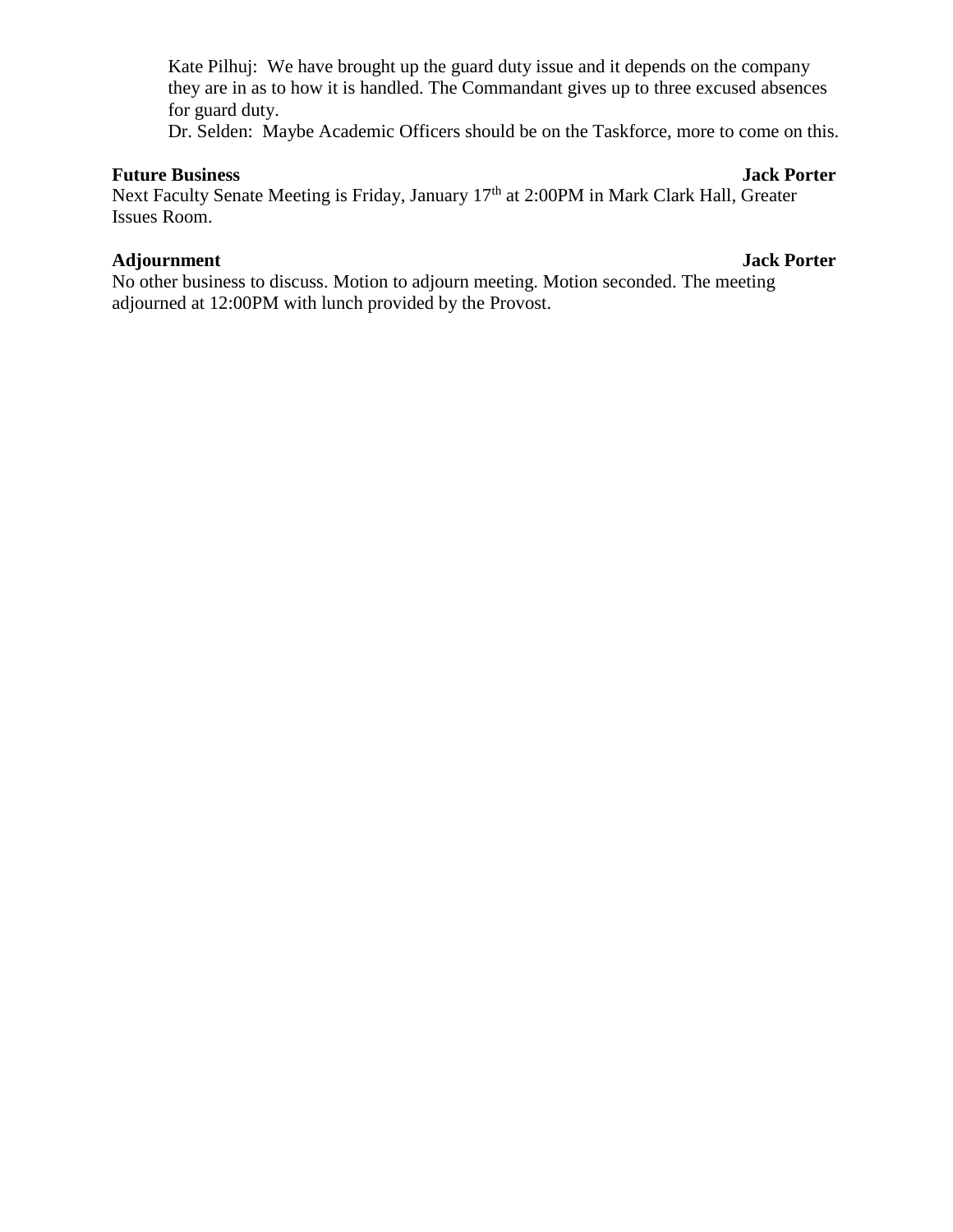Kate Pilhuj: We have brought up the guard duty issue and it depends on the company they are in as to how it is handled. The Commandant gives up to three excused absences for guard duty.

Dr. Selden: Maybe Academic Officers should be on the Taskforce, more to come on this.

**Future Business** **Jack Porter**

Next Faculty Senate Meeting is Friday, January 17th at 2:00PM in Mark Clark Hall, Greater Issues Room.

**Adjournment** **Jack Porter**

No other business to discuss. Motion to adjourn meeting. Motion seconded. The meeting adjourned at 12:00PM with lunch provided by the Provost.